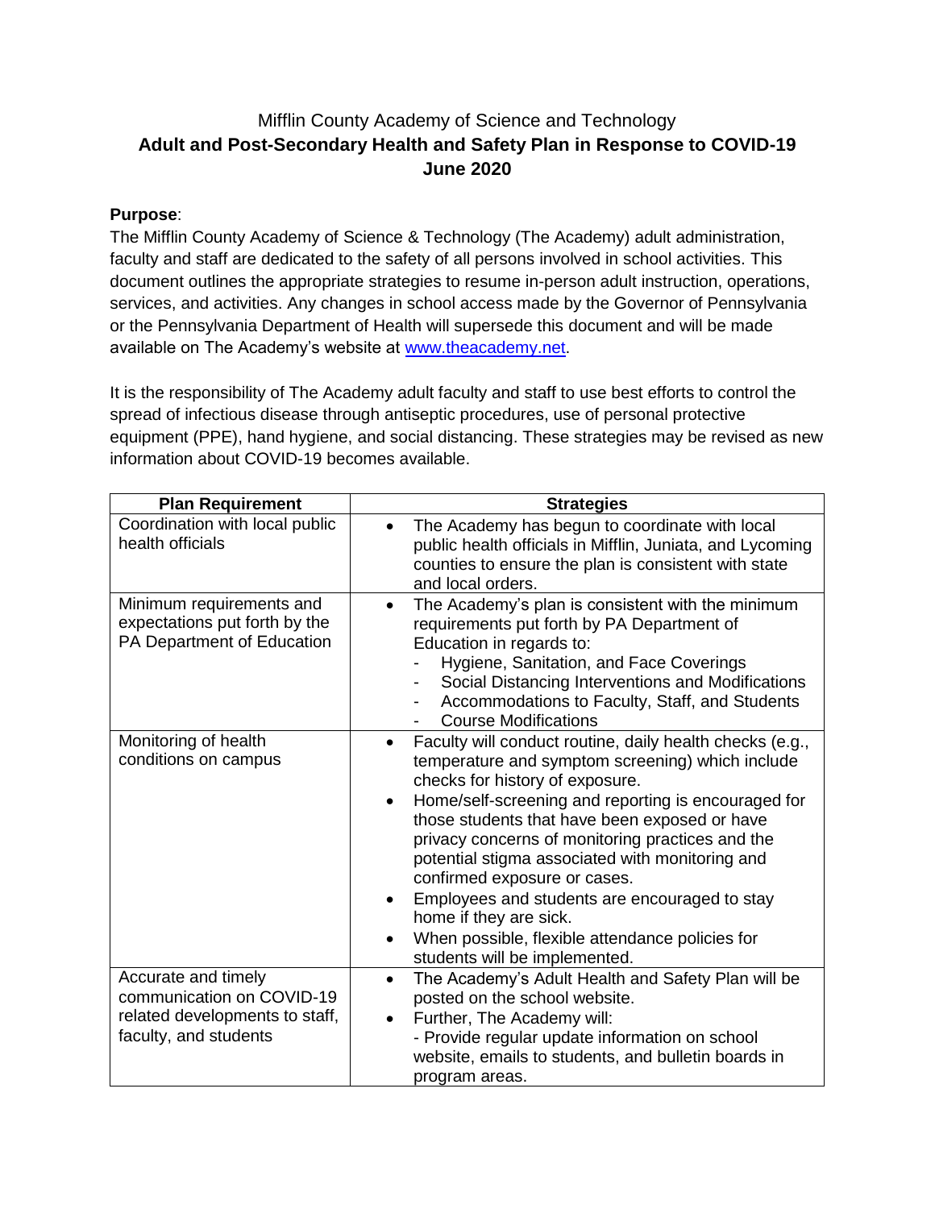Mifflin County Academy of Science and Technology

# Adult and Post-Secondary Health and Safety Plan in Response to COVID-19

**June 2020**

**Purpose**:

The Mifflin County Academy of Science & Technology (The Academy) adult administration, faculty and staff are dedicated to the safety of all persons involved in school activities. This document outlines the appropriate strategies to resume in-person adult instruction, operations, services, and activities. Any changes in school access made by the Governor of Pennsylvania or the Pennsylvania Department of Health will supersede this document and will be made available on The Academy's website at [www.theacademy.net](www.theacademy.net).

It is the responsibility of The Academy adult faculty and staff to use best efforts to control the spread of infectious disease through antiseptic procedures, use of personal protective equipment (PPE), hand hygiene, and social distancing. These strategies may be revised as new information about COVID-19 becomes available.

| Plan Requirement | Strategies |
|---|---|
| Coordination with local public health officials | • The Academy has begun to coordinate with local public health officials in Mifflin, Juniata, and Lycoming counties to ensure the plan is consistent with state and local orders. |
| Minimum requirements and expectations put forth by the PA Department of Education | • The Academy's plan is consistent with the minimum requirements put forth by PA Department of Education in regards to:<br>- Hygiene, Sanitation, and Face Coverings<br>- Social Distancing Interventions and Modifications<br>- Accommodations to Faculty, Staff, and Students<br>- Course Modifications |
| Monitoring of health conditions on campus | • Faculty will conduct routine, daily health checks (e.g., temperature and symptom screening) which include checks for history of exposure.<br>• Home/self-screening and reporting is encouraged for those students that have been exposed or have privacy concerns of monitoring practices and the potential stigma associated with monitoring and confirmed exposure or cases.<br>• Employees and students are encouraged to stay home if they are sick.<br>• When possible, flexible attendance policies for students will be implemented. |
| Accurate and timely communication on COVID-19 related developments to staff, faculty, and students | • The Academy's Adult Health and Safety Plan will be posted on the school website.<br>• Further, The Academy will:<br>- Provide regular update information on school website, emails to students, and bulletin boards in program areas. |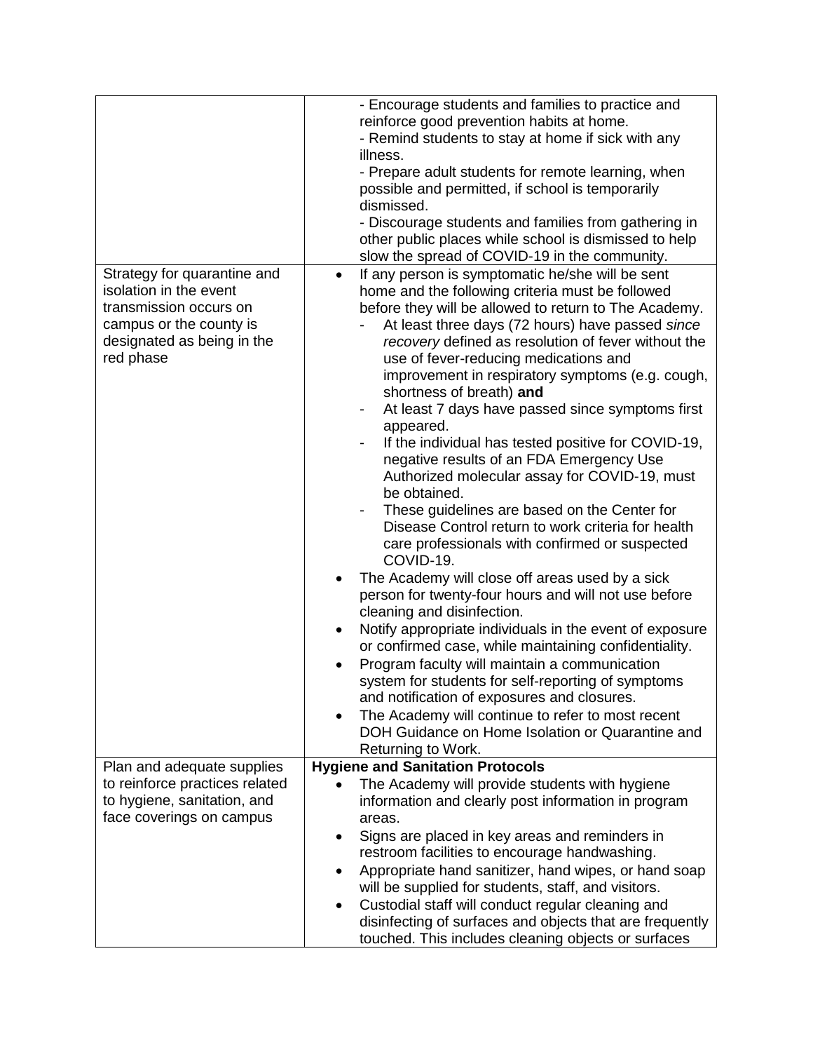|  |  |
| --- | --- |
|  | - Encourage students and families to practice and reinforce good prevention habits at home.<br>- Remind students to stay at home if sick with any illness.<br>- Prepare adult students for remote learning, when possible and permitted, if school is temporarily dismissed.<br>- Discourage students and families from gathering in other public places while school is dismissed to help slow the spread of COVID-19 in the community. |
| Strategy for quarantine and isolation in the event transmission occurs on campus or the county is designated as being in the red phase | • If any person is symptomatic he/she will be sent home and the following criteria must be followed before they will be allowed to return to The Academy.<br>&nbsp;&nbsp;- At least three days (72 hours) have passed *since recovery* defined as resolution of fever without the use of fever-reducing medications and improvement in respiratory symptoms (e.g. cough, shortness of breath) **and**<br>&nbsp;&nbsp;- At least 7 days have passed since symptoms first appeared.<br>&nbsp;&nbsp;- If the individual has tested positive for COVID-19, negative results of an FDA Emergency Use Authorized molecular assay for COVID-19, must be obtained.<br>&nbsp;&nbsp;- These guidelines are based on the Center for Disease Control return to work criteria for health care professionals with confirmed or suspected COVID-19.<br>• The Academy will close off areas used by a sick person for twenty-four hours and will not use before cleaning and disinfection.<br>• Notify appropriate individuals in the event of exposure or confirmed case, while maintaining confidentiality.<br>• Program faculty will maintain a communication system for students for self-reporting of symptoms and notification of exposures and closures.<br>• The Academy will continue to refer to most recent DOH Guidance on Home Isolation or Quarantine and Returning to Work. |
| Plan and adequate supplies to reinforce practices related to hygiene, sanitation, and face coverings on campus | **Hygiene and Sanitation Protocols**<br>• The Academy will provide students with hygiene information and clearly post information in program areas.<br>• Signs are placed in key areas and reminders in restroom facilities to encourage handwashing.<br>• Appropriate hand sanitizer, hand wipes, or hand soap will be supplied for students, staff, and visitors.<br>• Custodial staff will conduct regular cleaning and disinfecting of surfaces and objects that are frequently touched. This includes cleaning objects or surfaces |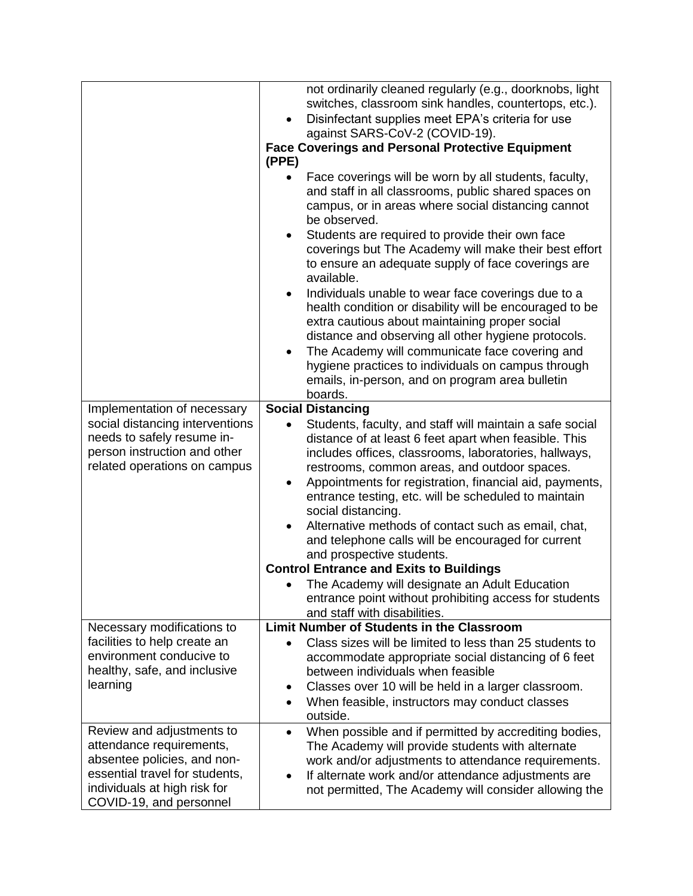| | |
|---|---|
| | not ordinarily cleaned regularly (e.g., doorknobs, light switches, classroom sink handles, countertops, etc.).<br>• Disinfectant supplies meet EPA's criteria for use against SARS-CoV-2 (COVID-19).<br>**Face Coverings and Personal Protective Equipment (PPE)**<br>• Face coverings will be worn by all students, faculty, and staff in all classrooms, public shared spaces on campus, or in areas where social distancing cannot be observed.<br>• Students are required to provide their own face coverings but The Academy will make their best effort to ensure an adequate supply of face coverings are available.<br>• Individuals unable to wear face coverings due to a health condition or disability will be encouraged to be extra cautious about maintaining proper social distance and observing all other hygiene protocols.<br>• The Academy will communicate face covering and hygiene practices to individuals on campus through emails, in-person, and on program area bulletin boards. |
| Implementation of necessary social distancing interventions needs to safely resume in-person instruction and other related operations on campus | **Social Distancing**<br>• Students, faculty, and staff will maintain a safe social distance of at least 6 feet apart when feasible. This includes offices, classrooms, laboratories, hallways, restrooms, common areas, and outdoor spaces.<br>• Appointments for registration, financial aid, payments, entrance testing, etc. will be scheduled to maintain social distancing.<br>• Alternative methods of contact such as email, chat, and telephone calls will be encouraged for current and prospective students.<br>**Control Entrance and Exits to Buildings**<br>• The Academy will designate an Adult Education entrance point without prohibiting access for students and staff with disabilities. |
| Necessary modifications to facilities to help create an environment conducive to healthy, safe, and inclusive learning | **Limit Number of Students in the Classroom**<br>• Class sizes will be limited to less than 25 students to accommodate appropriate social distancing of 6 feet between individuals when feasible<br>• Classes over 10 will be held in a larger classroom.<br>• When feasible, instructors may conduct classes outside. |
| Review and adjustments to attendance requirements, absentee policies, and non-essential travel for students, individuals at high risk for COVID-19, and personnel | • When possible and if permitted by accrediting bodies, The Academy will provide students with alternate work and/or adjustments to attendance requirements.<br>• If alternate work and/or attendance adjustments are not permitted, The Academy will consider allowing the |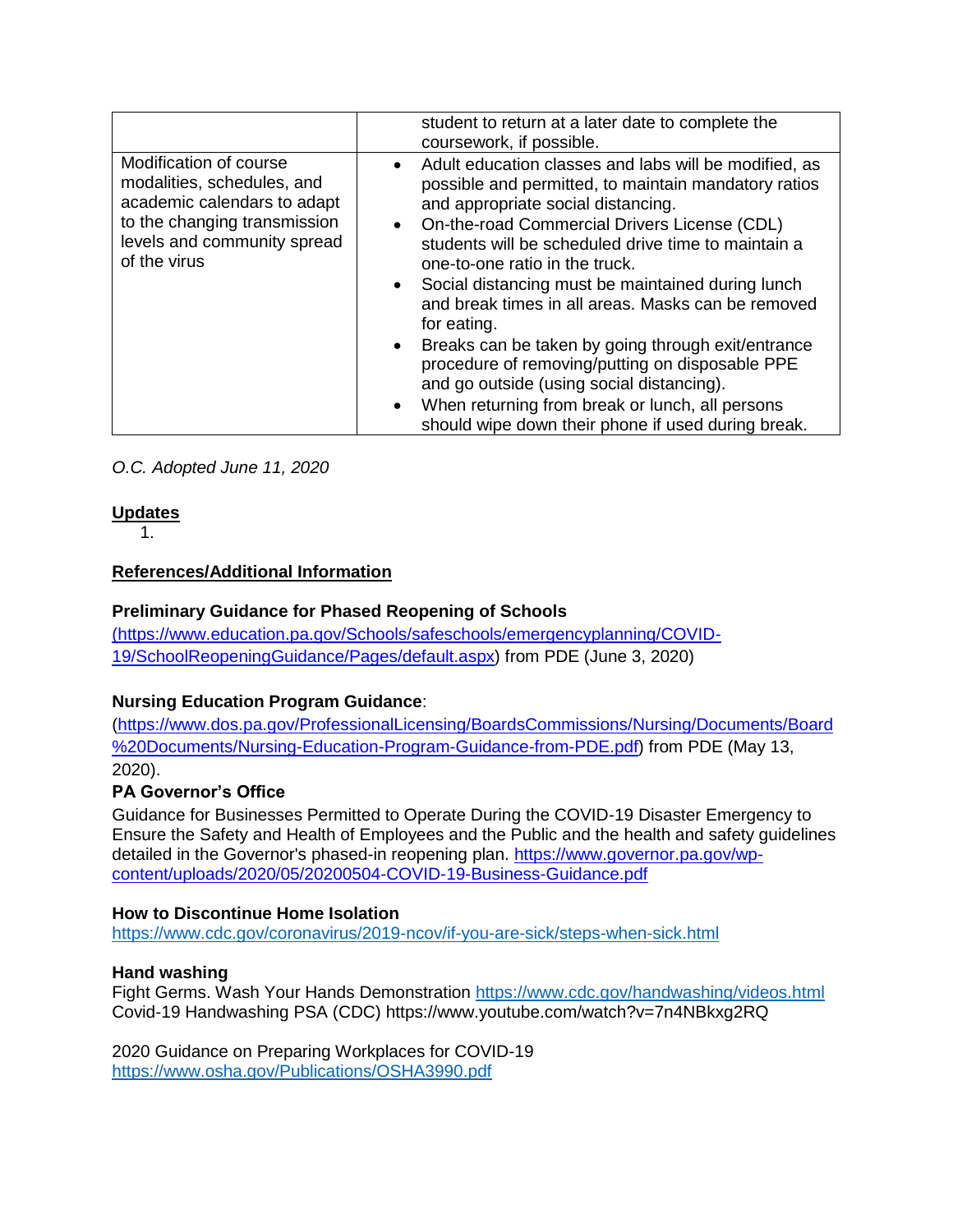| | |
|---|---|
| | student to return at a later date to complete the coursework, if possible. |
| Modification of course modalities, schedules, and academic calendars to adapt to the changing transmission levels and community spread of the virus | • Adult education classes and labs will be modified, as possible and permitted, to maintain mandatory ratios and appropriate social distancing.<br>• On-the-road Commercial Drivers License (CDL) students will be scheduled drive time to maintain a one-to-one ratio in the truck.<br>• Social distancing must be maintained during lunch and break times in all areas. Masks can be removed for eating.<br>• Breaks can be taken by going through exit/entrance procedure of removing/putting on disposable PPE and go outside (using social distancing).<br>• When returning from break or lunch, all persons should wipe down their phone if used during break. |

*O.C. Adopted June 11, 2020*

**Updates**

1.

**References/Additional Information**

**Preliminary Guidance for Phased Reopening of Schools**
(https://www.education.pa.gov/Schools/safeschools/emergencyplanning/COVID-19/SchoolReopeningGuidance/Pages/default.aspx) from PDE (June 3, 2020)

**Nursing Education Program Guidance**:
(https://www.dos.pa.gov/ProfessionalLicensing/BoardsCommissions/Nursing/Documents/Board%20Documents/Nursing-Education-Program-Guidance-from-PDE.pdf) from PDE (May 13, 2020).

**PA Governor's Office**
Guidance for Businesses Permitted to Operate During the COVID-19 Disaster Emergency to Ensure the Safety and Health of Employees and the Public and the health and safety guidelines detailed in the Governor's phased-in reopening plan. https://www.governor.pa.gov/wp-content/uploads/2020/05/20200504-COVID-19-Business-Guidance.pdf

**How to Discontinue Home Isolation**
https://www.cdc.gov/coronavirus/2019-ncov/if-you-are-sick/steps-when-sick.html

**Hand washing**
Fight Germs. Wash Your Hands Demonstration https://www.cdc.gov/handwashing/videos.html
Covid-19 Handwashing PSA (CDC) https://www.youtube.com/watch?v=7n4NBkxg2RQ

2020 Guidance on Preparing Workplaces for COVID-19
https://www.osha.gov/Publications/OSHA3990.pdf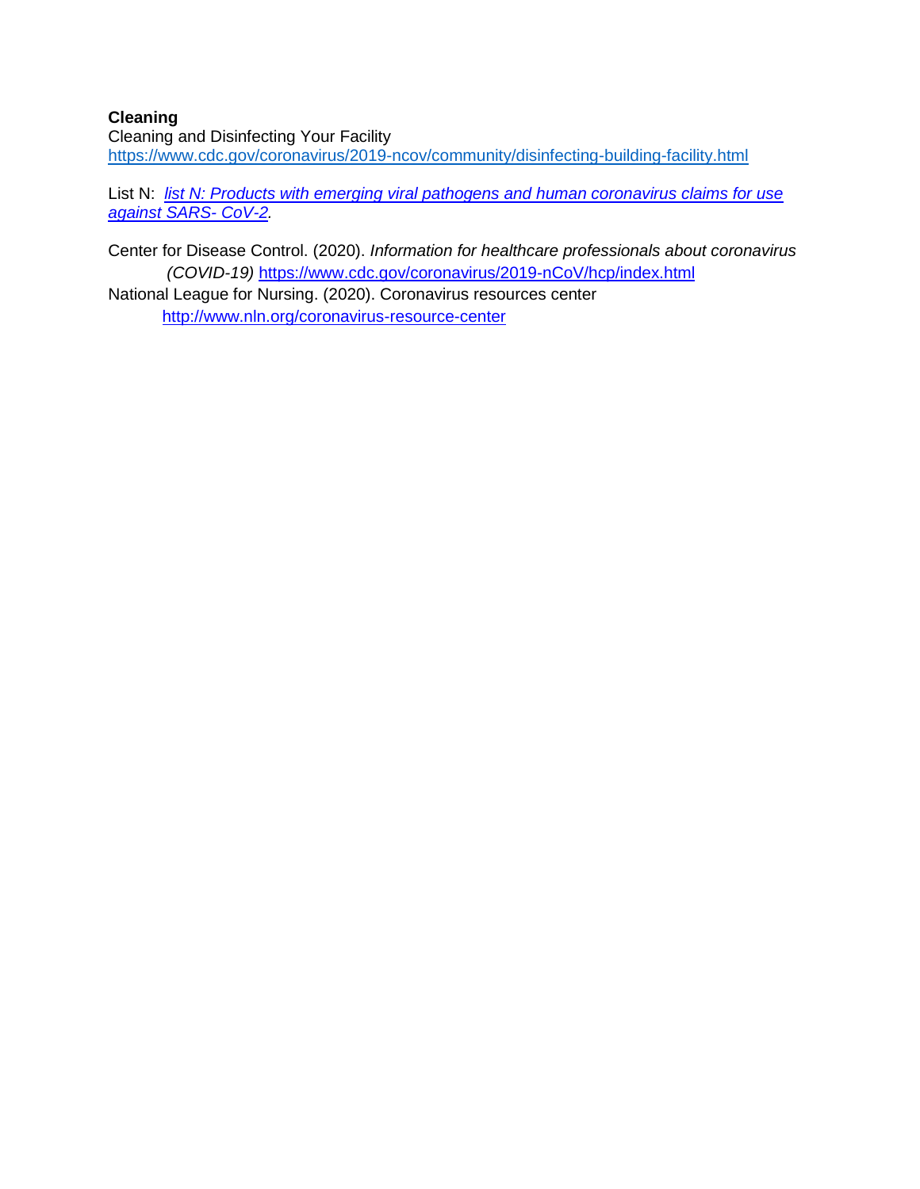**Cleaning**

Cleaning and Disinfecting Your Facility
https://www.cdc.gov/coronavirus/2019-ncov/community/disinfecting-building-facility.html

List N: *list N: Products with emerging viral pathogens and human coronavirus claims for use against SARS- CoV-2.*

Center for Disease Control. (2020). *Information for healthcare professionals about coronavirus (COVID-19)* https://www.cdc.gov/coronavirus/2019-nCoV/hcp/index.html

National League for Nursing. (2020). Coronavirus resources center http://www.nln.org/coronavirus-resource-center